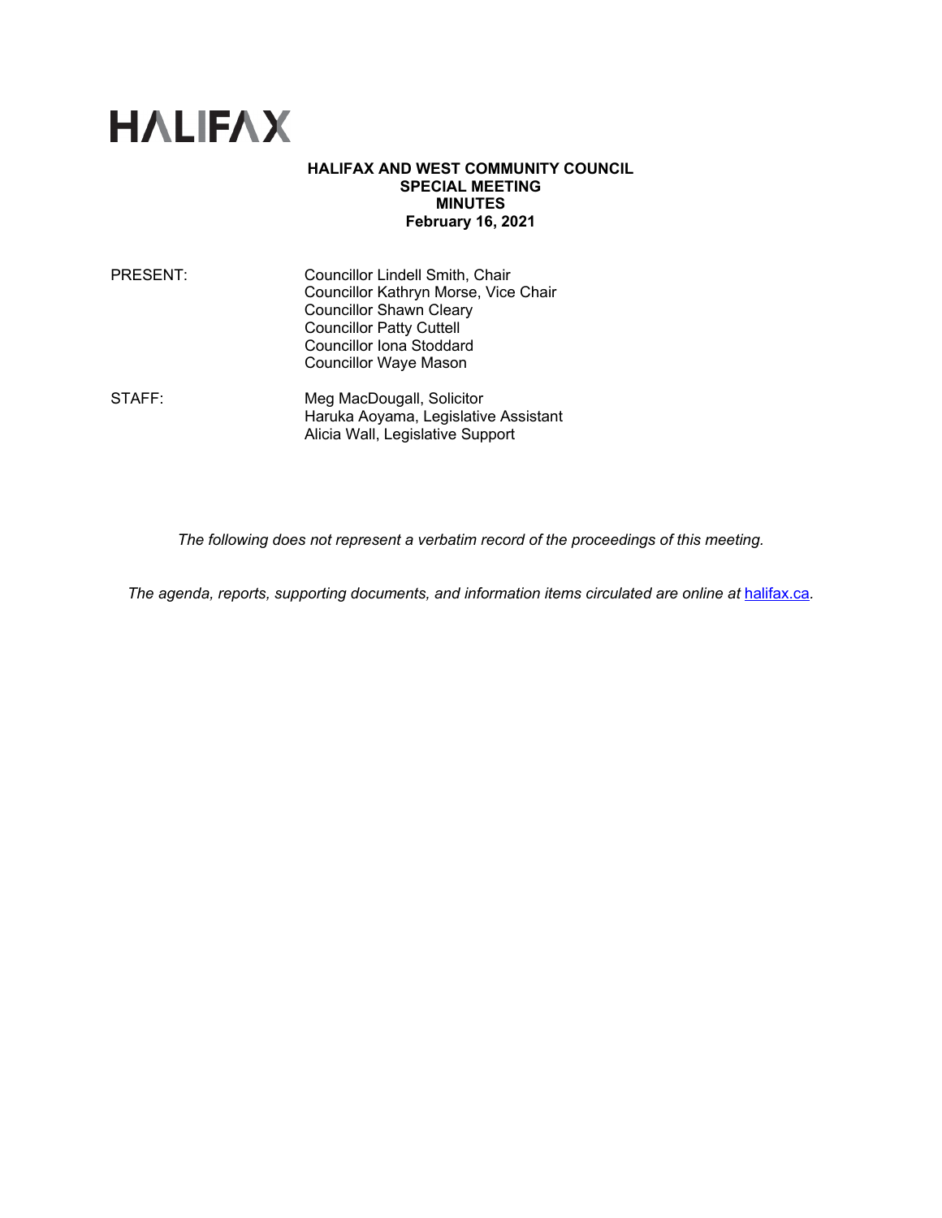# HALIFAX

**HALIFAX AND WEST COMMUNITY COUNCIL**
**SPECIAL MEETING**
**MINUTES**
**February 16, 2021**

PRESENT: Councillor Lindell Smith, Chair
Councillor Kathryn Morse, Vice Chair
Councillor Shawn Cleary
Councillor Patty Cuttell
Councillor Iona Stoddard
Councillor Waye Mason

STAFF: Meg MacDougall, Solicitor
Haruka Aoyama, Legislative Assistant
Alicia Wall, Legislative Support

*The following does not represent a verbatim record of the proceedings of this meeting.*

*The agenda, reports, supporting documents, and information items circulated are online at* halifax.ca*.*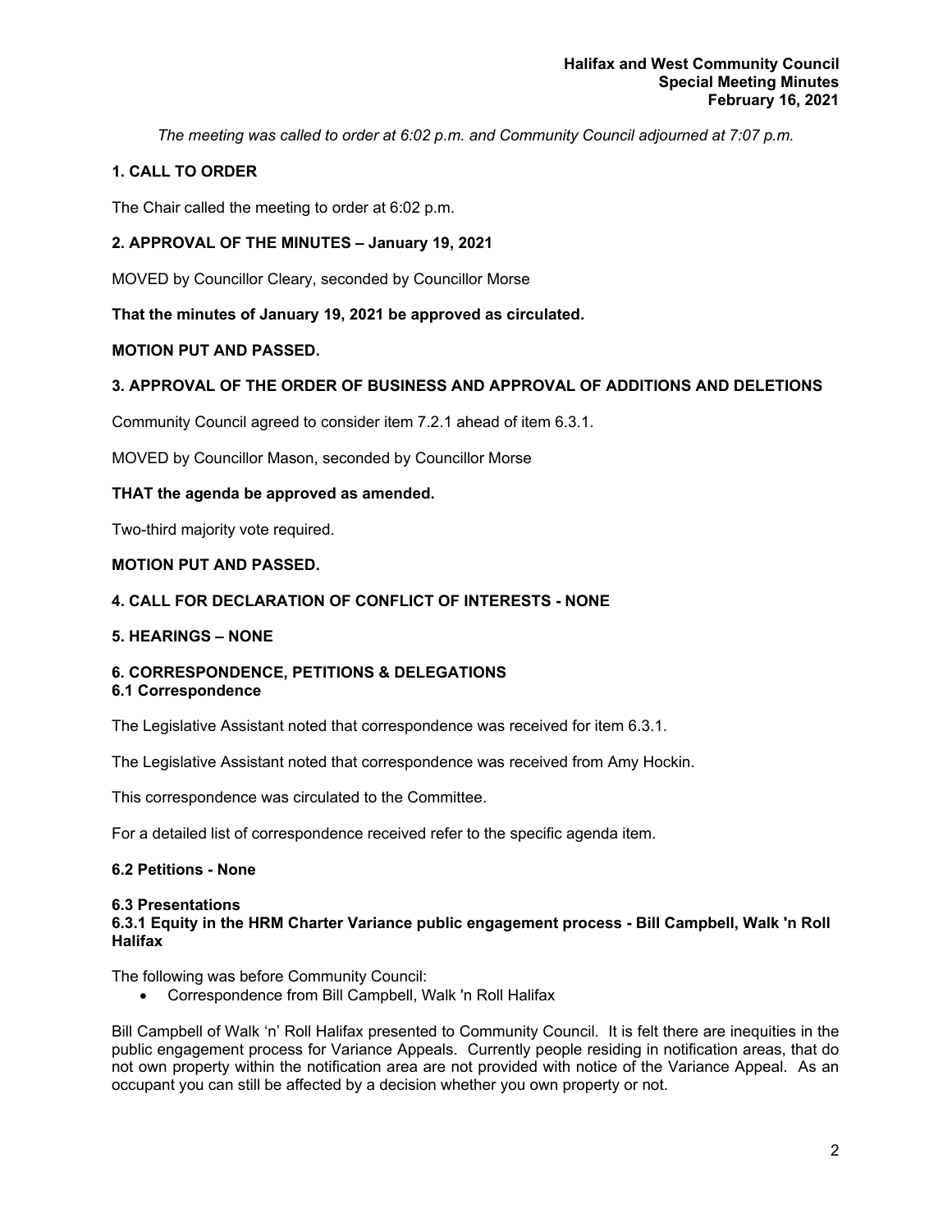*The meeting was called to order at 6:02 p.m. and Community Council adjourned at 7:07 p.m.*

## 1. CALL TO ORDER

The Chair called the meeting to order at 6:02 p.m.

## 2. APPROVAL OF THE MINUTES – January 19, 2021

MOVED by Councillor Cleary, seconded by Councillor Morse

**That the minutes of January 19, 2021 be approved as circulated.**

**MOTION PUT AND PASSED.**

## 3. APPROVAL OF THE ORDER OF BUSINESS AND APPROVAL OF ADDITIONS AND DELETIONS

Community Council agreed to consider item 7.2.1 ahead of item 6.3.1.

MOVED by Councillor Mason, seconded by Councillor Morse

**THAT the agenda be approved as amended.**

Two-third majority vote required.

**MOTION PUT AND PASSED.**

## 4. CALL FOR DECLARATION OF CONFLICT OF INTERESTS - NONE

## 5. HEARINGS – NONE

## 6. CORRESPONDENCE, PETITIONS & DELEGATIONS

### 6.1 Correspondence

The Legislative Assistant noted that correspondence was received for item 6.3.1.

The Legislative Assistant noted that correspondence was received from Amy Hockin.

This correspondence was circulated to the Committee.

For a detailed list of correspondence received refer to the specific agenda item.

### 6.2 Petitions - None

### 6.3 Presentations

#### 6.3.1 Equity in the HRM Charter Variance public engagement process - Bill Campbell, Walk 'n Roll Halifax

The following was before Community Council:

- Correspondence from Bill Campbell, Walk 'n Roll Halifax

Bill Campbell of Walk 'n' Roll Halifax presented to Community Council. It is felt there are inequities in the public engagement process for Variance Appeals. Currently people residing in notification areas, that do not own property within the notification area are not provided with notice of the Variance Appeal. As an occupant you can still be affected by a decision whether you own property or not.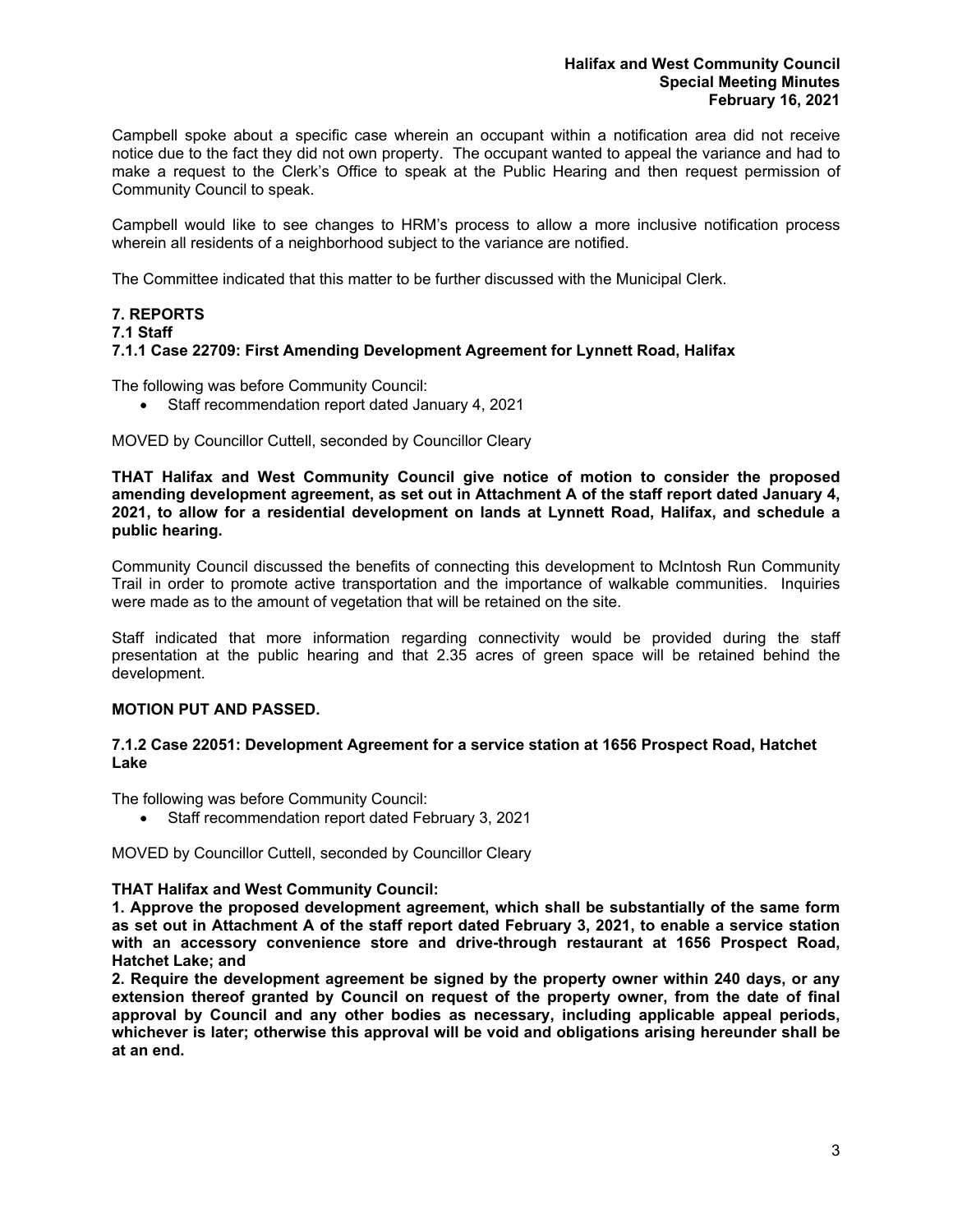Campbell spoke about a specific case wherein an occupant within a notification area did not receive notice due to the fact they did not own property. The occupant wanted to appeal the variance and had to make a request to the Clerk's Office to speak at the Public Hearing and then request permission of Community Council to speak.

Campbell would like to see changes to HRM's process to allow a more inclusive notification process wherein all residents of a neighborhood subject to the variance are notified.

The Committee indicated that this matter to be further discussed with the Municipal Clerk.

## 7. REPORTS

### 7.1 Staff

#### 7.1.1 Case 22709: First Amending Development Agreement for Lynnett Road, Halifax

The following was before Community Council:

- Staff recommendation report dated January 4, 2021

MOVED by Councillor Cuttell, seconded by Councillor Cleary

**THAT Halifax and West Community Council give notice of motion to consider the proposed amending development agreement, as set out in Attachment A of the staff report dated January 4, 2021, to allow for a residential development on lands at Lynnett Road, Halifax, and schedule a public hearing.**

Community Council discussed the benefits of connecting this development to McIntosh Run Community Trail in order to promote active transportation and the importance of walkable communities. Inquiries were made as to the amount of vegetation that will be retained on the site.

Staff indicated that more information regarding connectivity would be provided during the staff presentation at the public hearing and that 2.35 acres of green space will be retained behind the development.

**MOTION PUT AND PASSED.**

#### 7.1.2 Case 22051: Development Agreement for a service station at 1656 Prospect Road, Hatchet Lake

The following was before Community Council:

- Staff recommendation report dated February 3, 2021

MOVED by Councillor Cuttell, seconded by Councillor Cleary

**THAT Halifax and West Community Council:**

**1. Approve the proposed development agreement, which shall be substantially of the same form as set out in Attachment A of the staff report dated February 3, 2021, to enable a service station with an accessory convenience store and drive-through restaurant at 1656 Prospect Road, Hatchet Lake; and**

**2. Require the development agreement be signed by the property owner within 240 days, or any extension thereof granted by Council on request of the property owner, from the date of final approval by Council and any other bodies as necessary, including applicable appeal periods, whichever is later; otherwise this approval will be void and obligations arising hereunder shall be at an end.**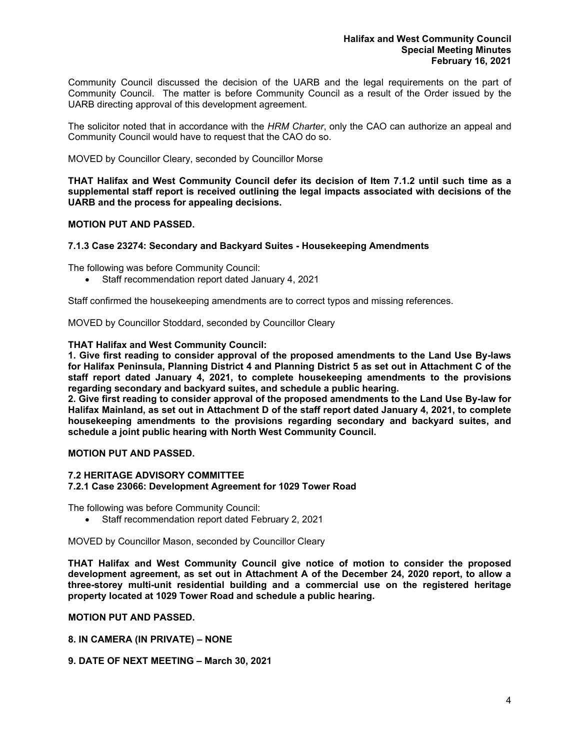Community Council discussed the decision of the UARB and the legal requirements on the part of Community Council. The matter is before Community Council as a result of the Order issued by the UARB directing approval of this development agreement.

The solicitor noted that in accordance with the *HRM Charter*, only the CAO can authorize an appeal and Community Council would have to request that the CAO do so.

MOVED by Councillor Cleary, seconded by Councillor Morse

**THAT Halifax and West Community Council defer its decision of Item 7.1.2 until such time as a supplemental staff report is received outlining the legal impacts associated with decisions of the UARB and the process for appealing decisions.**

**MOTION PUT AND PASSED.**

#### 7.1.3 Case 23274: Secondary and Backyard Suites - Housekeeping Amendments

The following was before Community Council:

- Staff recommendation report dated January 4, 2021

Staff confirmed the housekeeping amendments are to correct typos and missing references.

MOVED by Councillor Stoddard, seconded by Councillor Cleary

**THAT Halifax and West Community Council:**
**1. Give first reading to consider approval of the proposed amendments to the Land Use By-laws for Halifax Peninsula, Planning District 4 and Planning District 5 as set out in Attachment C of the staff report dated January 4, 2021, to complete housekeeping amendments to the provisions regarding secondary and backyard suites, and schedule a public hearing.**
**2. Give first reading to consider approval of the proposed amendments to the Land Use By-law for Halifax Mainland, as set out in Attachment D of the staff report dated January 4, 2021, to complete housekeeping amendments to the provisions regarding secondary and backyard suites, and schedule a joint public hearing with North West Community Council.**

**MOTION PUT AND PASSED.**

### 7.2 HERITAGE ADVISORY COMMITTEE

#### 7.2.1 Case 23066: Development Agreement for 1029 Tower Road

The following was before Community Council:

- Staff recommendation report dated February 2, 2021

MOVED by Councillor Mason, seconded by Councillor Cleary

**THAT Halifax and West Community Council give notice of motion to consider the proposed development agreement, as set out in Attachment A of the December 24, 2020 report, to allow a three-storey multi-unit residential building and a commercial use on the registered heritage property located at 1029 Tower Road and schedule a public hearing.**

**MOTION PUT AND PASSED.**

## 8. IN CAMERA (IN PRIVATE) – NONE

## 9. DATE OF NEXT MEETING – March 30, 2021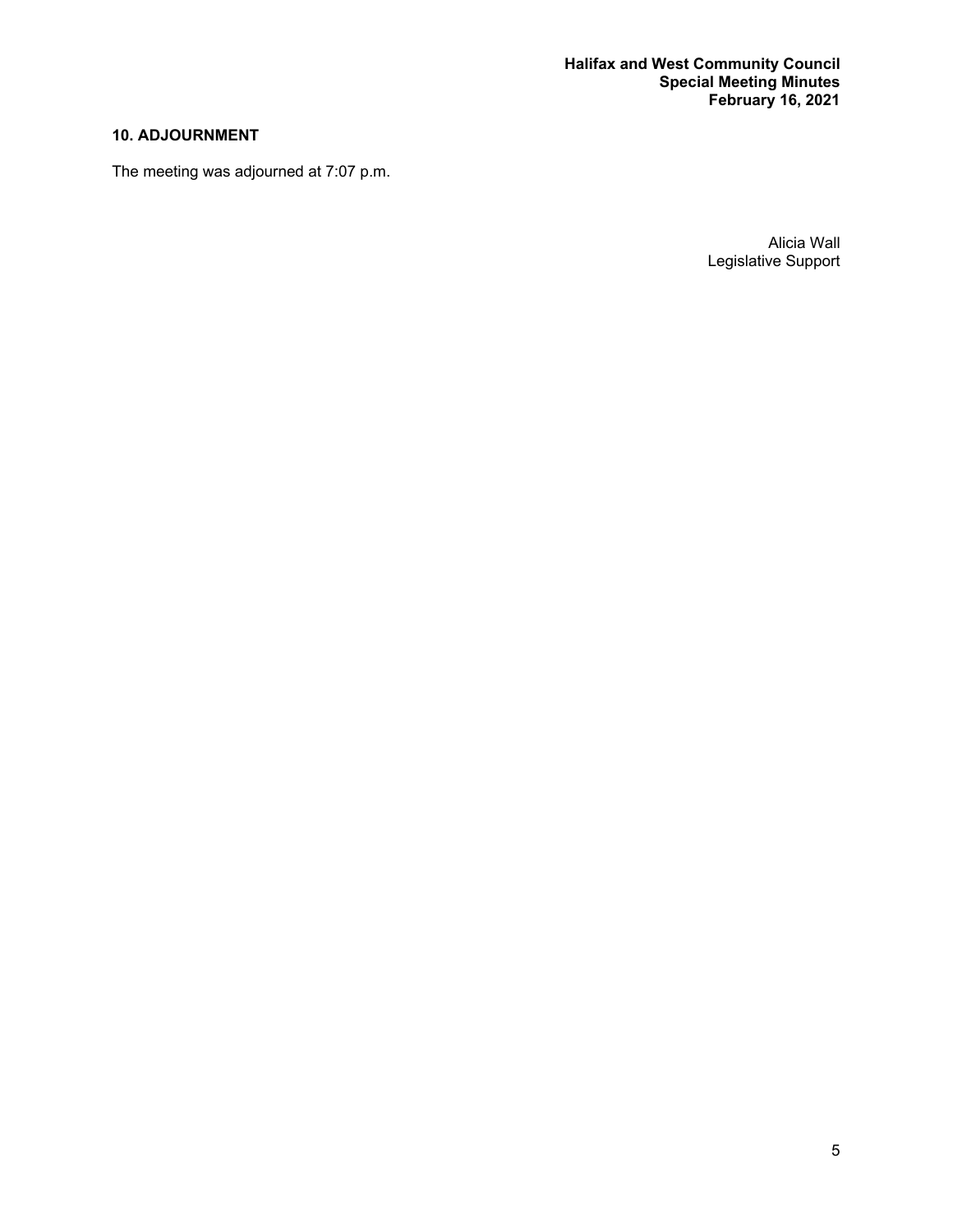## 10. ADJOURNMENT

The meeting was adjourned at 7:07 p.m.

Alicia Wall
Legislative Support